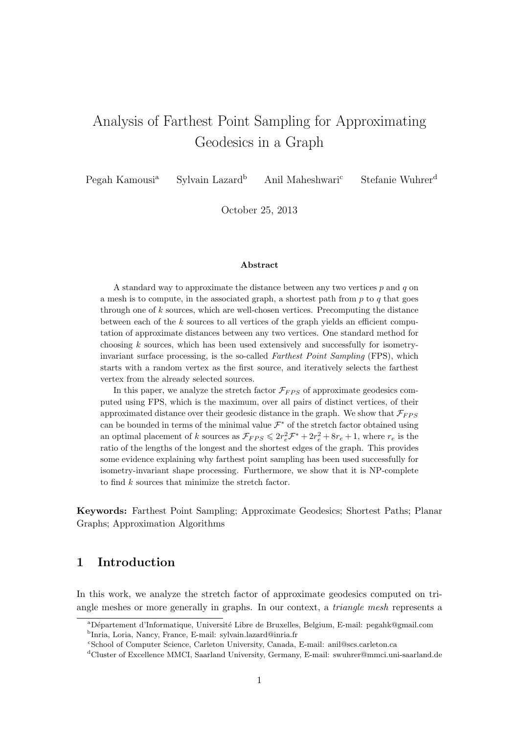# Analysis of Farthest Point Sampling for Approximating Geodesics in a Graph

Pegah Kamousi[a] Sylvain Lazard[b] Anil Maheshwari[c] Stefanie Wuhrer[d]

October 25, 2013

### Abstract

A standard way to approximate the distance between any two vertices $p$ and $q$ on a mesh is to compute, in the associated graph, a shortest path from $p$ to $q$ that goes through one of $k$ sources, which are well-chosen vertices. Precomputing the distance between each of the $k$ sources to all vertices of the graph yields an efficient computation of approximate distances between any two vertices. One standard method for choosing $k$ sources, which has been used extensively and successfully for isometry-invariant surface processing, is the so-called *Farthest Point Sampling* (FPS), which starts with a random vertex as the first source, and iteratively selects the farthest vertex from the already selected sources.

In this paper, we analyze the stretch factor $\mathcal{F}_{FPS}$ of approximate geodesics computed using FPS, which is the maximum, over all pairs of distinct vertices, of their approximated distance over their geodesic distance in the graph. We show that $\mathcal{F}_{FPS}$ can be bounded in terms of the minimal value $\mathcal{F}^*$ of the stretch factor obtained using an optimal placement of $k$ sources as $\mathcal{F}_{FPS} \leqslant 2r_e^2\mathcal{F}^* + 2r_e^2 + 8r_e + 1$, where $r_e$ is the ratio of the lengths of the longest and the shortest edges of the graph. This provides some evidence explaining why farthest point sampling has been used successfully for isometry-invariant shape processing. Furthermore, we show that it is NP-complete to find $k$ sources that minimize the stretch factor.

**Keywords:** Farthest Point Sampling; Approximate Geodesics; Shortest Paths; Planar Graphs; Approximation Algorithms

## 1 Introduction

In this work, we analyze the stretch factor of approximate geodesics computed on triangle meshes or more generally in graphs. In our context, a *triangle mesh* represents a

[a] Département d'Informatique, Université Libre de Bruxelles, Belgium, E-mail: pegahk@gmail.com

[b] Inria, Loria, Nancy, France, E-mail: sylvain.lazard@inria.fr

[c] School of Computer Science, Carleton University, Canada, E-mail: anil@scs.carleton.ca

[d] Cluster of Excellence MMCI, Saarland University, Germany, E-mail: swuhrer@mmci.uni-saarland.de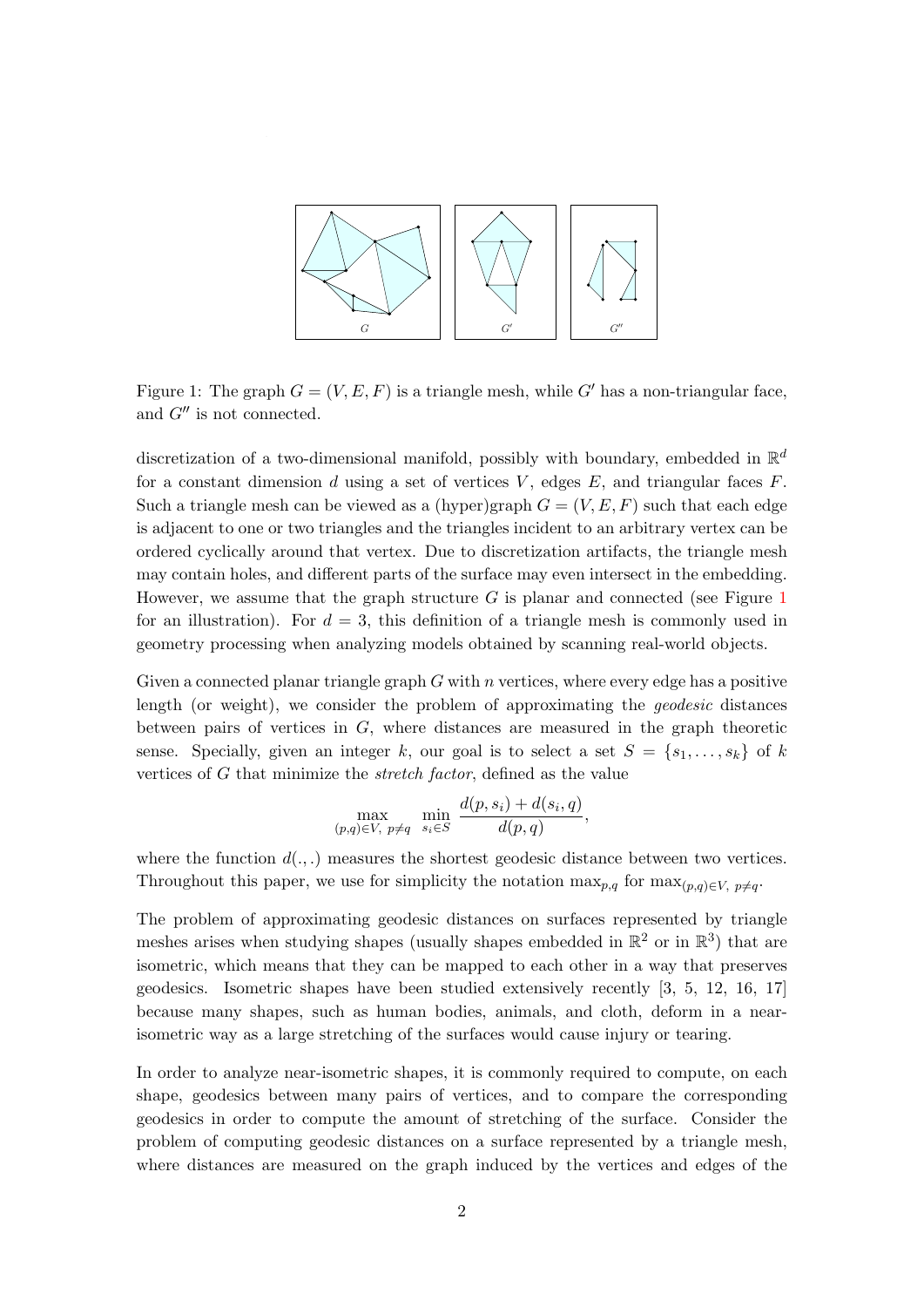Figure 1: The graph $G = (V, E, F)$ is a triangle mesh, while $G'$ has a non-triangular face, and $G''$ is not connected.

discretization of a two-dimensional manifold, possibly with boundary, embedded in $\mathbb{R}^d$ for a constant dimension $d$ using a set of vertices $V$, edges $E$, and triangular faces $F$. Such a triangle mesh can be viewed as a (hyper)graph $G = (V, E, F)$ such that each edge is adjacent to one or two triangles and the triangles incident to an arbitrary vertex can be ordered cyclically around that vertex. Due to discretization artifacts, the triangle mesh may contain holes, and different parts of the surface may even intersect in the embedding. However, we assume that the graph structure $G$ is planar and connected (see Figure 1 for an illustration). For $d = 3$, this definition of a triangle mesh is commonly used in geometry processing when analyzing models obtained by scanning real-world objects.

Given a connected planar triangle graph $G$ with $n$ vertices, where every edge has a positive length (or weight), we consider the problem of approximating the *geodesic* distances between pairs of vertices in $G$, where distances are measured in the graph theoretic sense. Specially, given an integer $k$, our goal is to select a set $S = \{s_1, \ldots, s_k\}$ of $k$ vertices of $G$ that minimize the *stretch factor*, defined as the value

$$\max_{(p,q)\in V,\ p\neq q} \ \min_{s_i \in S} \ \frac{d(p, s_i) + d(s_i, q)}{d(p, q)},$$

where the function $d(.,.)$ measures the shortest geodesic distance between two vertices. Throughout this paper, we use for simplicity the notation $\max_{p,q}$ for $\max_{(p,q)\in V,\ p\neq q}$.

The problem of approximating geodesic distances on surfaces represented by triangle meshes arises when studying shapes (usually shapes embedded in $\mathbb{R}^2$ or in $\mathbb{R}^3$) that are isometric, which means that they can be mapped to each other in a way that preserves geodesics. Isometric shapes have been studied extensively recently [3, 5, 12, 16, 17] because many shapes, such as human bodies, animals, and cloth, deform in a near-isometric way as a large stretching of the surfaces would cause injury or tearing.

In order to analyze near-isometric shapes, it is commonly required to compute, on each shape, geodesics between many pairs of vertices, and to compare the corresponding geodesics in order to compute the amount of stretching of the surface. Consider the problem of computing geodesic distances on a surface represented by a triangle mesh, where distances are measured on the graph induced by the vertices and edges of the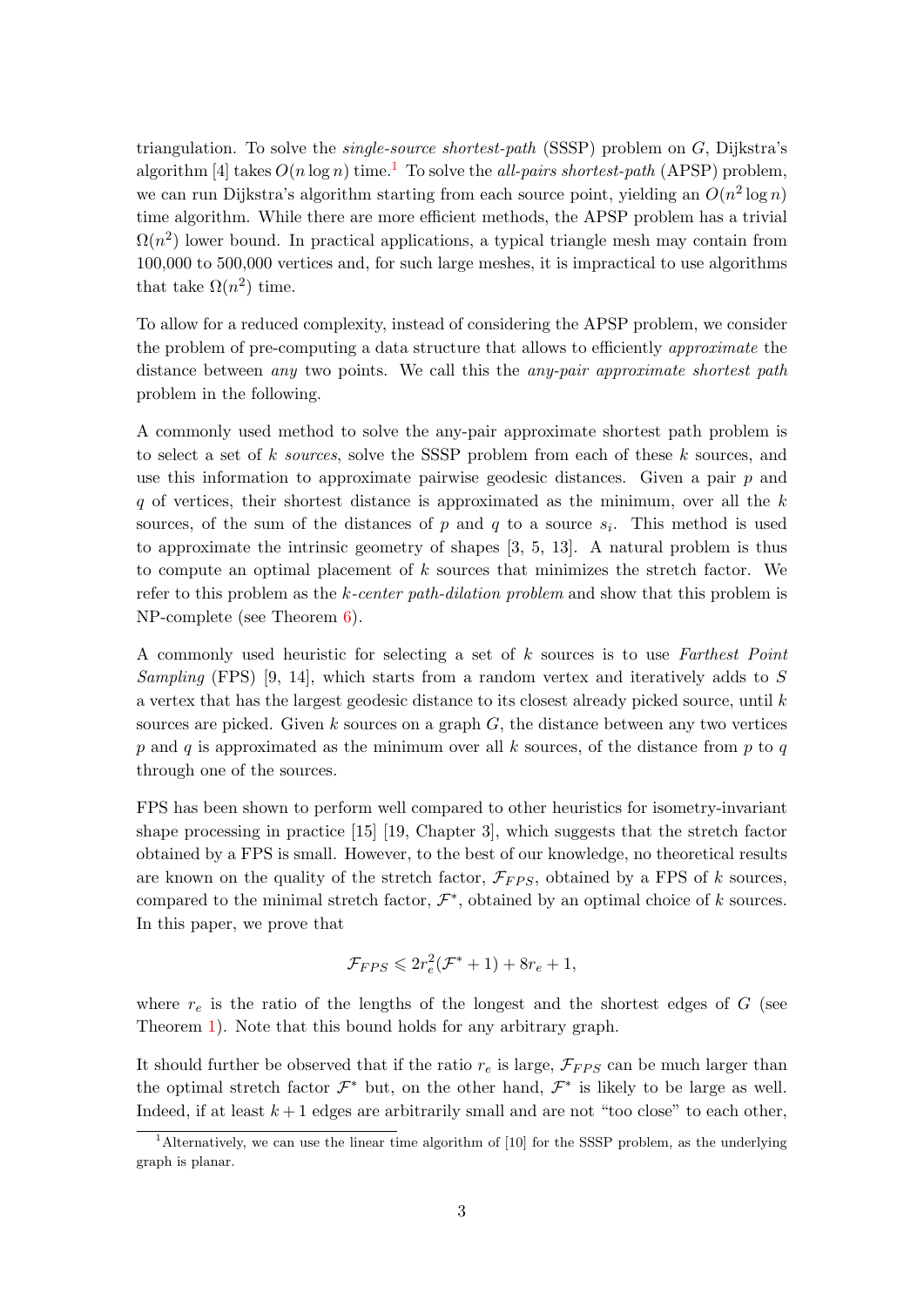triangulation. To solve the *single-source shortest-path* (SSSP) problem on $G$, Dijkstra's algorithm [4] takes $O(n \log n)$ time.[1] To solve the *all-pairs shortest-path* (APSP) problem, we can run Dijkstra's algorithm starting from each source point, yielding an $O(n^2 \log n)$ time algorithm. While there are more efficient methods, the APSP problem has a trivial $\Omega(n^2)$ lower bound. In practical applications, a typical triangle mesh may contain from 100,000 to 500,000 vertices and, for such large meshes, it is impractical to use algorithms that take $\Omega(n^2)$ time.

To allow for a reduced complexity, instead of considering the APSP problem, we consider the problem of pre-computing a data structure that allows to efficiently *approximate* the distance between *any* two points. We call this the *any-pair approximate shortest path* problem in the following.

A commonly used method to solve the any-pair approximate shortest path problem is to select a set of $k$ *sources*, solve the SSSP problem from each of these $k$ sources, and use this information to approximate pairwise geodesic distances. Given a pair $p$ and $q$ of vertices, their shortest distance is approximated as the minimum, over all the $k$ sources, of the sum of the distances of $p$ and $q$ to a source $s_i$. This method is used to approximate the intrinsic geometry of shapes [3, 5, 13]. A natural problem is thus to compute an optimal placement of $k$ sources that minimizes the stretch factor. We refer to this problem as the *k-center path-dilation problem* and show that this problem is NP-complete (see Theorem 6).

A commonly used heuristic for selecting a set of $k$ sources is to use *Farthest Point Sampling* (FPS) [9, 14], which starts from a random vertex and iteratively adds to $S$ a vertex that has the largest geodesic distance to its closest already picked source, until $k$ sources are picked. Given $k$ sources on a graph $G$, the distance between any two vertices $p$ and $q$ is approximated as the minimum over all $k$ sources, of the distance from $p$ to $q$ through one of the sources.

FPS has been shown to perform well compared to other heuristics for isometry-invariant shape processing in practice [15] [19, Chapter 3], which suggests that the stretch factor obtained by a FPS is small. However, to the best of our knowledge, no theoretical results are known on the quality of the stretch factor, $\mathcal{F}_{FPS}$, obtained by a FPS of $k$ sources, compared to the minimal stretch factor, $\mathcal{F}^*$, obtained by an optimal choice of $k$ sources. In this paper, we prove that

$$\mathcal{F}_{FPS} \leqslant 2r_e^2(\mathcal{F}^* + 1) + 8r_e + 1,$$

where $r_e$ is the ratio of the lengths of the longest and the shortest edges of $G$ (see Theorem 1). Note that this bound holds for any arbitrary graph.

It should further be observed that if the ratio $r_e$ is large, $\mathcal{F}_{FPS}$ can be much larger than the optimal stretch factor $\mathcal{F}^*$ but, on the other hand, $\mathcal{F}^*$ is likely to be large as well. Indeed, if at least $k + 1$ edges are arbitrarily small and are not "too close" to each other,

[1] Alternatively, we can use the linear time algorithm of [10] for the SSSP problem, as the underlying graph is planar.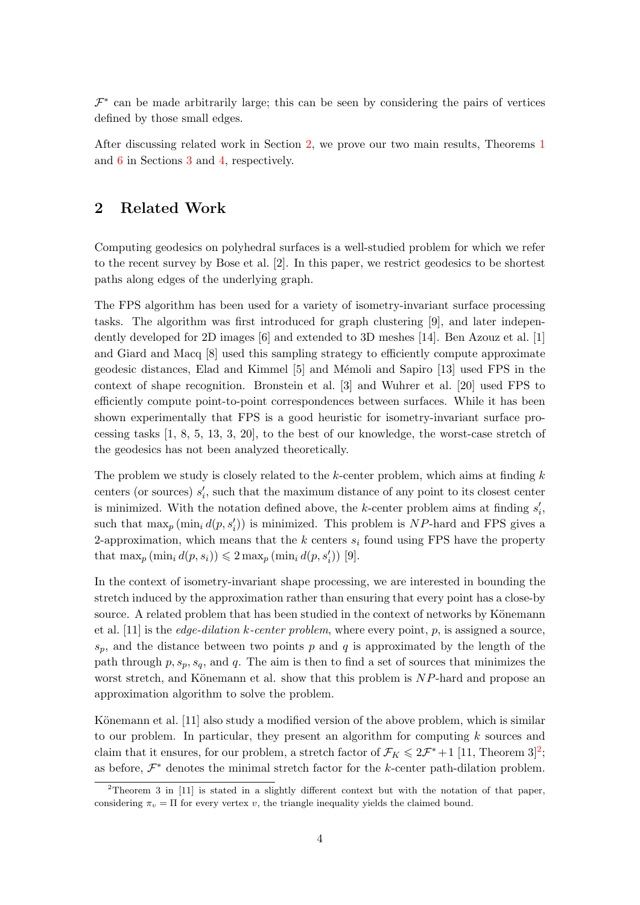$\mathcal{F}^*$ can be made arbitrarily large; this can be seen by considering the pairs of vertices defined by those small edges.

After discussing related work in Section 2, we prove our two main results, Theorems 1 and 6 in Sections 3 and 4, respectively.

## 2 Related Work

Computing geodesics on polyhedral surfaces is a well-studied problem for which we refer to the recent survey by Bose et al. [2]. In this paper, we restrict geodesics to be shortest paths along edges of the underlying graph.

The FPS algorithm has been used for a variety of isometry-invariant surface processing tasks. The algorithm was first introduced for graph clustering [9], and later independently developed for 2D images [6] and extended to 3D meshes [14]. Ben Azouz et al. [1] and Giard and Macq [8] used this sampling strategy to efficiently compute approximate geodesic distances, Elad and Kimmel [5] and Mémoli and Sapiro [13] used FPS in the context of shape recognition. Bronstein et al. [3] and Wuhrer et al. [20] used FPS to efficiently compute point-to-point correspondences between surfaces. While it has been shown experimentally that FPS is a good heuristic for isometry-invariant surface processing tasks [1, 8, 5, 13, 3, 20], to the best of our knowledge, the worst-case stretch of the geodesics has not been analyzed theoretically.

The problem we study is closely related to the $k$-center problem, which aims at finding $k$ centers (or sources) $s'_i$, such that the maximum distance of any point to its closest center is minimized. With the notation defined above, the $k$-center problem aims at finding $s'_i$, such that $\max_p (\min_i d(p, s'_i))$ is minimized. This problem is $NP$-hard and FPS gives a 2-approximation, which means that the $k$ centers $s_i$ found using FPS have the property that $\max_p (\min_i d(p, s_i)) \leqslant 2 \max_p (\min_i d(p, s'_i))$ [9].

In the context of isometry-invariant shape processing, we are interested in bounding the stretch induced by the approximation rather than ensuring that every point has a close-by source. A related problem that has been studied in the context of networks by Könemann et al. [11] is the *edge-dilation $k$-center problem*, where every point, $p$, is assigned a source, $s_p$, and the distance between two points $p$ and $q$ is approximated by the length of the path through $p$, $s_p$, $s_q$, and $q$. The aim is then to find a set of sources that minimizes the worst stretch, and Könemann et al. show that this problem is $NP$-hard and propose an approximation algorithm to solve the problem.

Könemann et al. [11] also study a modified version of the above problem, which is similar to our problem. In particular, they present an algorithm for computing $k$ sources and claim that it ensures, for our problem, a stretch factor of $\mathcal{F}_K \leqslant 2\mathcal{F}^* + 1$ [11, Theorem 3][2]; as before, $\mathcal{F}^*$ denotes the minimal stretch factor for the $k$-center path-dilation problem.

[2] Theorem 3 in [11] is stated in a slightly different context but with the notation of that paper, considering $\pi_v = \Pi$ for every vertex $v$, the triangle inequality yields the claimed bound.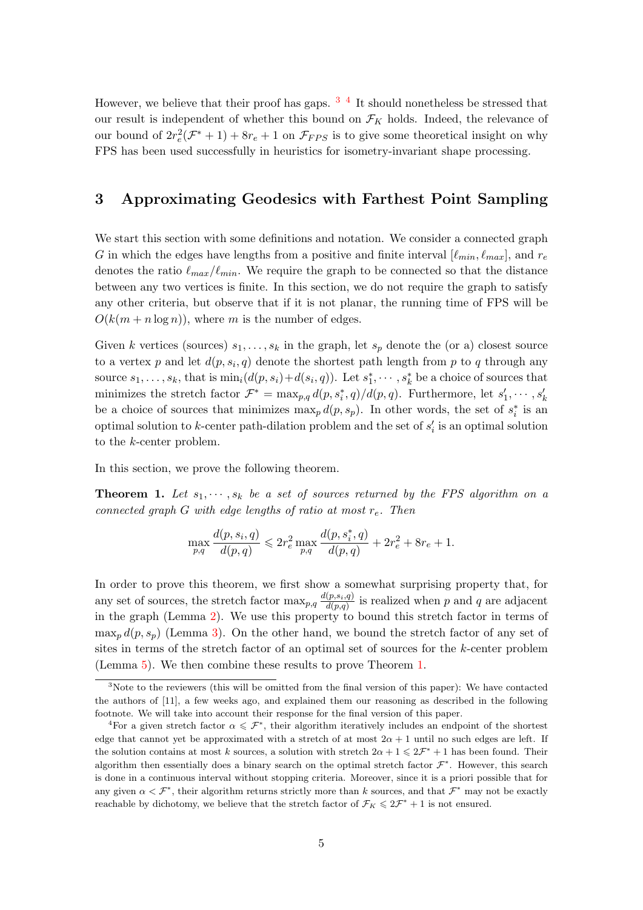However, we believe that their proof has gaps. [3] [4] It should nonetheless be stressed that our result is independent of whether this bound on $\mathcal{F}_K$ holds. Indeed, the relevance of our bound of $2r_e^2(\mathcal{F}^* + 1) + 8r_e + 1$ on $\mathcal{F}_{FPS}$ is to give some theoretical insight on why FPS has been used successfully in heuristics for isometry-invariant shape processing.

## 3 Approximating Geodesics with Farthest Point Sampling

We start this section with some definitions and notation. We consider a connected graph $G$ in which the edges have lengths from a positive and finite interval $[\ell_{min}, \ell_{max}]$, and $r_e$ denotes the ratio $\ell_{max}/\ell_{min}$. We require the graph to be connected so that the distance between any two vertices is finite. In this section, we do not require the graph to satisfy any other criteria, but observe that if it is not planar, the running time of FPS will be $O(k(m + n \log n))$, where $m$ is the number of edges.

Given $k$ vertices (sources) $s_1, \ldots, s_k$ in the graph, let $s_p$ denote the (or a) closest source to a vertex $p$ and let $d(p, s_i, q)$ denote the shortest path length from $p$ to $q$ through any source $s_1, \ldots, s_k$, that is $\min_i(d(p, s_i) + d(s_i, q))$. Let $s_1^*, \cdots, s_k^*$ be a choice of sources that minimizes the stretch factor $\mathcal{F}^* = \max_{p,q} d(p, s_i^*, q)/d(p, q)$. Furthermore, let $s_1', \cdots, s_k'$ be a choice of sources that minimizes $\max_p d(p, s_p)$. In other words, the set of $s_i^*$ is an optimal solution to $k$-center path-dilation problem and the set of $s_i'$ is an optimal solution to the $k$-center problem.

In this section, we prove the following theorem.

**Theorem 1.** *Let $s_1, \cdots, s_k$ be a set of sources returned by the FPS algorithm on a connected graph $G$ with edge lengths of ratio at most $r_e$. Then*

$$\max_{p,q} \frac{d(p, s_i, q)}{d(p, q)} \leqslant 2r_e^2 \max_{p,q} \frac{d(p, s_i^*, q)}{d(p, q)} + 2r_e^2 + 8r_e + 1.$$

In order to prove this theorem, we first show a somewhat surprising property that, for any set of sources, the stretch factor $\max_{p,q} \frac{d(p,s_i,q)}{d(p,q)}$ is realized when $p$ and $q$ are adjacent in the graph (Lemma 2). We use this property to bound this stretch factor in terms of $\max_p d(p, s_p)$ (Lemma 3). On the other hand, we bound the stretch factor of any set of sites in terms of the stretch factor of an optimal set of sources for the $k$-center problem (Lemma 5). We then combine these results to prove Theorem 1.

[3] Note to the reviewers (this will be omitted from the final version of this paper): We have contacted the authors of [11], a few weeks ago, and explained them our reasoning as described in the following footnote. We will take into account their response for the final version of this paper.

[4] For a given stretch factor $\alpha \leqslant \mathcal{F}^*$, their algorithm iteratively includes an endpoint of the shortest edge that cannot yet be approximated with a stretch of at most $2\alpha + 1$ until no such edges are left. If the solution contains at most $k$ sources, a solution with stretch $2\alpha + 1 \leqslant 2\mathcal{F}^* + 1$ has been found. Their algorithm then essentially does a binary search on the optimal stretch factor $\mathcal{F}^*$. However, this search is done in a continuous interval without stopping criteria. Moreover, since it is a priori possible that for any given $\alpha < \mathcal{F}^*$, their algorithm returns strictly more than $k$ sources, and that $\mathcal{F}^*$ may not be exactly reachable by dichotomy, we believe that the stretch factor of $\mathcal{F}_K \leqslant 2\mathcal{F}^* + 1$ is not ensured.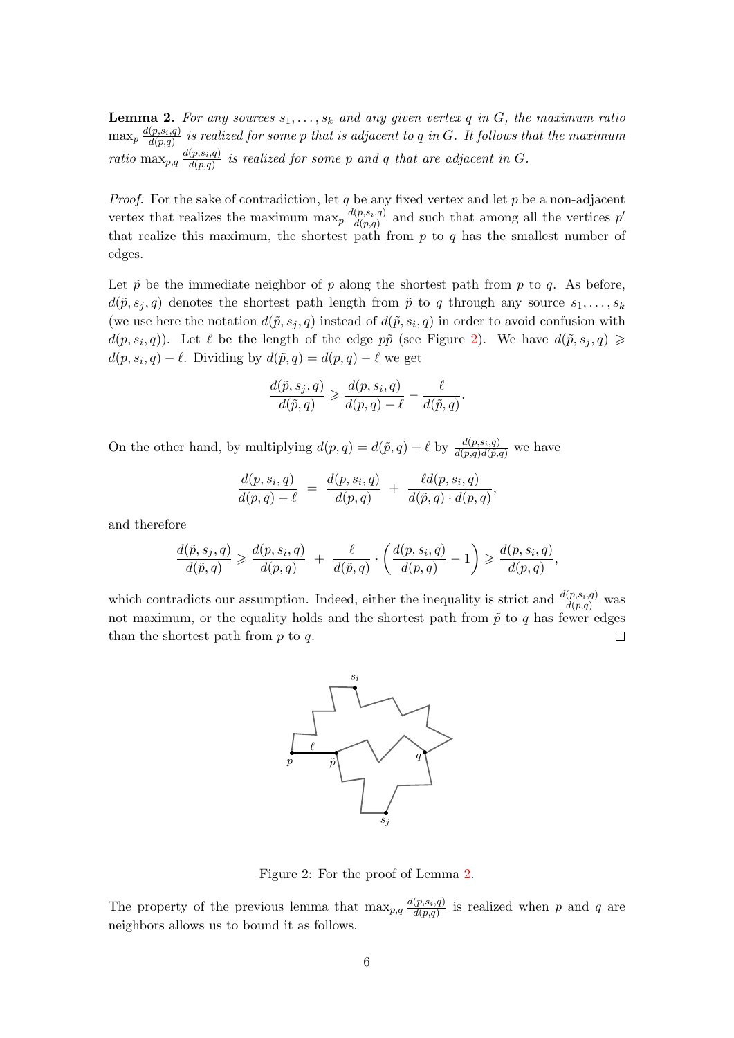**Lemma 2.** *For any sources $s_1, \ldots, s_k$ and any given vertex $q$ in $G$, the maximum ratio $\max_p \frac{d(p,s_i,q)}{d(p,q)}$ is realized for some $p$ that is adjacent to $q$ in $G$. It follows that the maximum ratio $\max_{p,q} \frac{d(p,s_i,q)}{d(p,q)}$ is realized for some $p$ and $q$ that are adjacent in $G$.*

*Proof.* For the sake of contradiction, let $q$ be any fixed vertex and let $p$ be a non-adjacent vertex that realizes the maximum $\max_p \frac{d(p,s_i,q)}{d(p,q)}$ and such that among all the vertices $p'$ that realize this maximum, the shortest path from $p$ to $q$ has the smallest number of edges.

Let $\tilde{p}$ be the immediate neighbor of $p$ along the shortest path from $p$ to $q$. As before, $d(\tilde{p}, s_j, q)$ denotes the shortest path length from $\tilde{p}$ to $q$ through any source $s_1, \ldots, s_k$ (we use here the notation $d(\tilde{p}, s_j, q)$ instead of $d(\tilde{p}, s_i, q)$ in order to avoid confusion with $d(p, s_i, q)$). Let $\ell$ be the length of the edge $p\tilde{p}$ (see Figure 2). We have $d(\tilde{p}, s_j, q) \geqslant d(p, s_i, q) - \ell$. Dividing by $d(\tilde{p}, q) = d(p, q) - \ell$ we get

$$\frac{d(\tilde{p}, s_j, q)}{d(\tilde{p}, q)} \geqslant \frac{d(p, s_i, q)}{d(p, q) - \ell} - \frac{\ell}{d(\tilde{p}, q)}.$$

On the other hand, by multiplying $d(p, q) = d(\tilde{p}, q) + \ell$ by $\frac{d(p,s_i,q)}{d(p,q)d(\tilde{p},q)}$ we have

$$\frac{d(p, s_i, q)}{d(p, q) - \ell} \;=\; \frac{d(p, s_i, q)}{d(p, q)} \;+\; \frac{\ell d(p, s_i, q)}{d(\tilde{p}, q) \cdot d(p, q)},$$

and therefore

$$\frac{d(\tilde{p}, s_j, q)}{d(\tilde{p}, q)} \geqslant \frac{d(p, s_i, q)}{d(p, q)} \;+\; \frac{\ell}{d(\tilde{p}, q)} \cdot \left( \frac{d(p, s_i, q)}{d(p, q)} - 1 \right) \geqslant \frac{d(p, s_i, q)}{d(p, q)},$$

which contradicts our assumption. Indeed, either the inequality is strict and $\frac{d(p,s_i,q)}{d(p,q)}$ was not maximum, or the equality holds and the shortest path from $\tilde{p}$ to $q$ has fewer edges than the shortest path from $p$ to $q$. $\square$

Figure 2: For the proof of Lemma 2.

The property of the previous lemma that $\max_{p,q} \frac{d(p,s_i,q)}{d(p,q)}$ is realized when $p$ and $q$ are neighbors allows us to bound it as follows.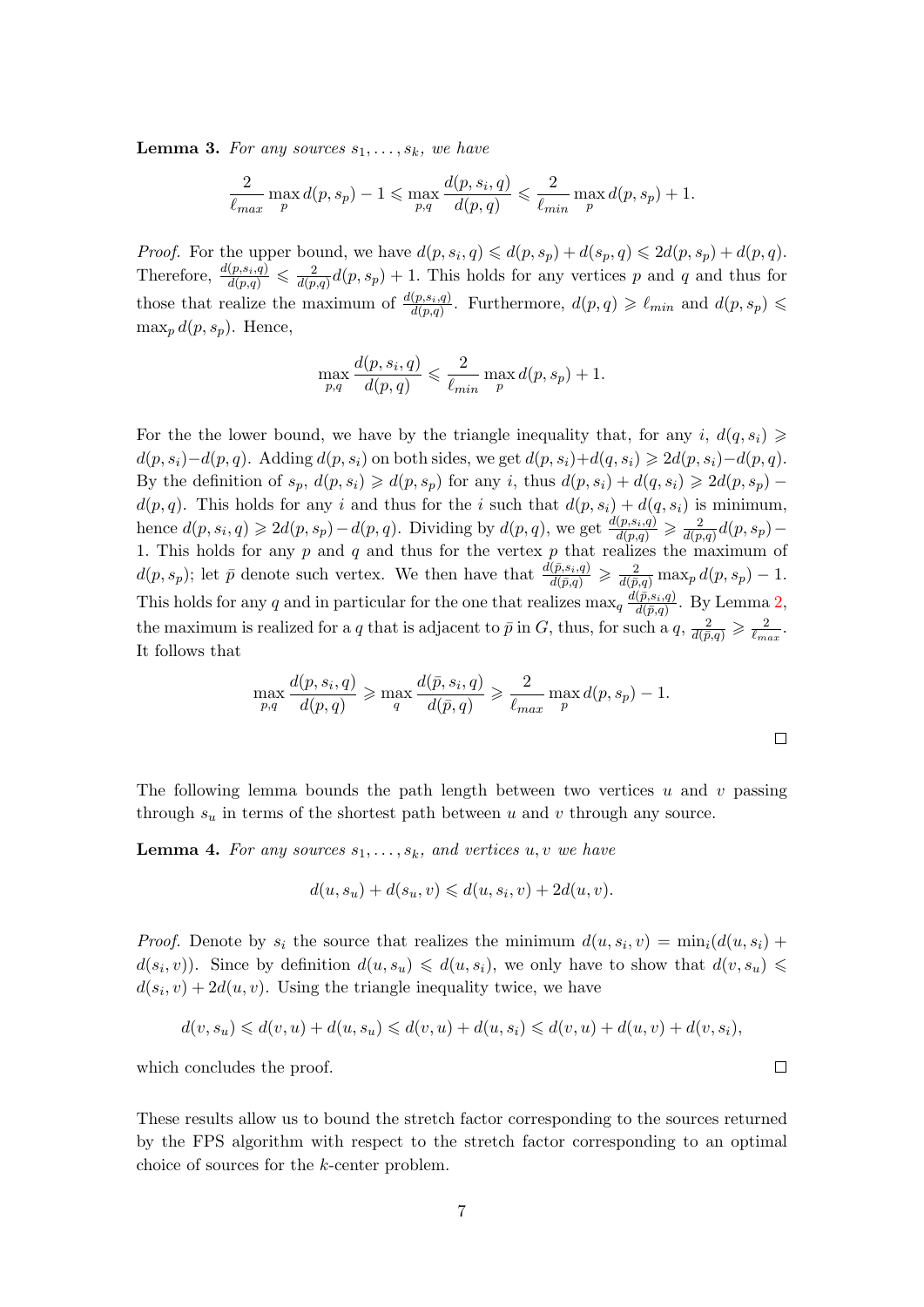**Lemma 3.** *For any sources $s_1, \ldots, s_k$, we have*

$$\frac{2}{\ell_{max}} \max_p d(p, s_p) - 1 \leqslant \max_{p,q} \frac{d(p, s_i, q)}{d(p, q)} \leqslant \frac{2}{\ell_{min}} \max_p d(p, s_p) + 1.$$

*Proof.* For the upper bound, we have $d(p, s_i, q) \leqslant d(p, s_p) + d(s_p, q) \leqslant 2d(p, s_p) + d(p, q)$. Therefore, $\frac{d(p,s_i,q)}{d(p,q)} \leqslant \frac{2}{d(p,q)} d(p, s_p) + 1$. This holds for any vertices $p$ and $q$ and thus for those that realize the maximum of $\frac{d(p,s_i,q)}{d(p,q)}$. Furthermore, $d(p, q) \geqslant \ell_{min}$ and $d(p, s_p) \leqslant \max_p d(p, s_p)$. Hence,

$$\max_{p,q} \frac{d(p, s_i, q)}{d(p, q)} \leqslant \frac{2}{\ell_{min}} \max_p d(p, s_p) + 1.$$

For the the lower bound, we have by the triangle inequality that, for any $i$, $d(q, s_i) \geqslant d(p, s_i) - d(p, q)$. Adding $d(p, s_i)$ on both sides, we get $d(p, s_i) + d(q, s_i) \geqslant 2d(p, s_i) - d(p, q)$. By the definition of $s_p$, $d(p, s_i) \geqslant d(p, s_p)$ for any $i$, thus $d(p, s_i) + d(q, s_i) \geqslant 2d(p, s_p) - d(p, q)$. This holds for any $i$ and thus for the $i$ such that $d(p, s_i) + d(q, s_i)$ is minimum, hence $d(p, s_i, q) \geqslant 2d(p, s_p) - d(p, q)$. Dividing by $d(p, q)$, we get $\frac{d(p,s_i,q)}{d(p,q)} \geqslant \frac{2}{d(p,q)} d(p, s_p) - 1$. This holds for any $p$ and $q$ and thus for the vertex $p$ that realizes the maximum of $d(p, s_p)$; let $\bar{p}$ denote such vertex. We then have that $\frac{d(\bar{p},s_i,q)}{d(\bar{p},q)} \geqslant \frac{2}{d(\bar{p},q)} \max_p d(p, s_p) - 1$. This holds for any $q$ and in particular for the one that realizes $\max_q \frac{d(\bar{p},s_i,q)}{d(\bar{p},q)}$. By Lemma 2, the maximum is realized for a $q$ that is adjacent to $\bar{p}$ in $G$, thus, for such a $q$, $\frac{2}{d(\bar{p},q)} \geqslant \frac{2}{\ell_{max}}$. It follows that

$$\max_{p,q} \frac{d(p, s_i, q)}{d(p, q)} \geqslant \max_q \frac{d(\bar{p}, s_i, q)}{d(\bar{p}, q)} \geqslant \frac{2}{\ell_{max}} \max_p d(p, s_p) - 1.$$

□

The following lemma bounds the path length between two vertices $u$ and $v$ passing through $s_u$ in terms of the shortest path between $u$ and $v$ through any source.

**Lemma 4.** *For any sources $s_1, \ldots, s_k$, and vertices $u, v$ we have*

$$d(u, s_u) + d(s_u, v) \leqslant d(u, s_i, v) + 2d(u, v).$$

*Proof.* Denote by $s_i$ the source that realizes the minimum $d(u, s_i, v) = \min_i(d(u, s_i) + d(s_i, v))$. Since by definition $d(u, s_u) \leqslant d(u, s_i)$, we only have to show that $d(v, s_u) \leqslant d(s_i, v) + 2d(u, v)$. Using the triangle inequality twice, we have

$$d(v, s_u) \leqslant d(v, u) + d(u, s_u) \leqslant d(v, u) + d(u, s_i) \leqslant d(v, u) + d(u, v) + d(v, s_i),$$

which concludes the proof. □

These results allow us to bound the stretch factor corresponding to the sources returned by the FPS algorithm with respect to the stretch factor corresponding to an optimal choice of sources for the $k$-center problem.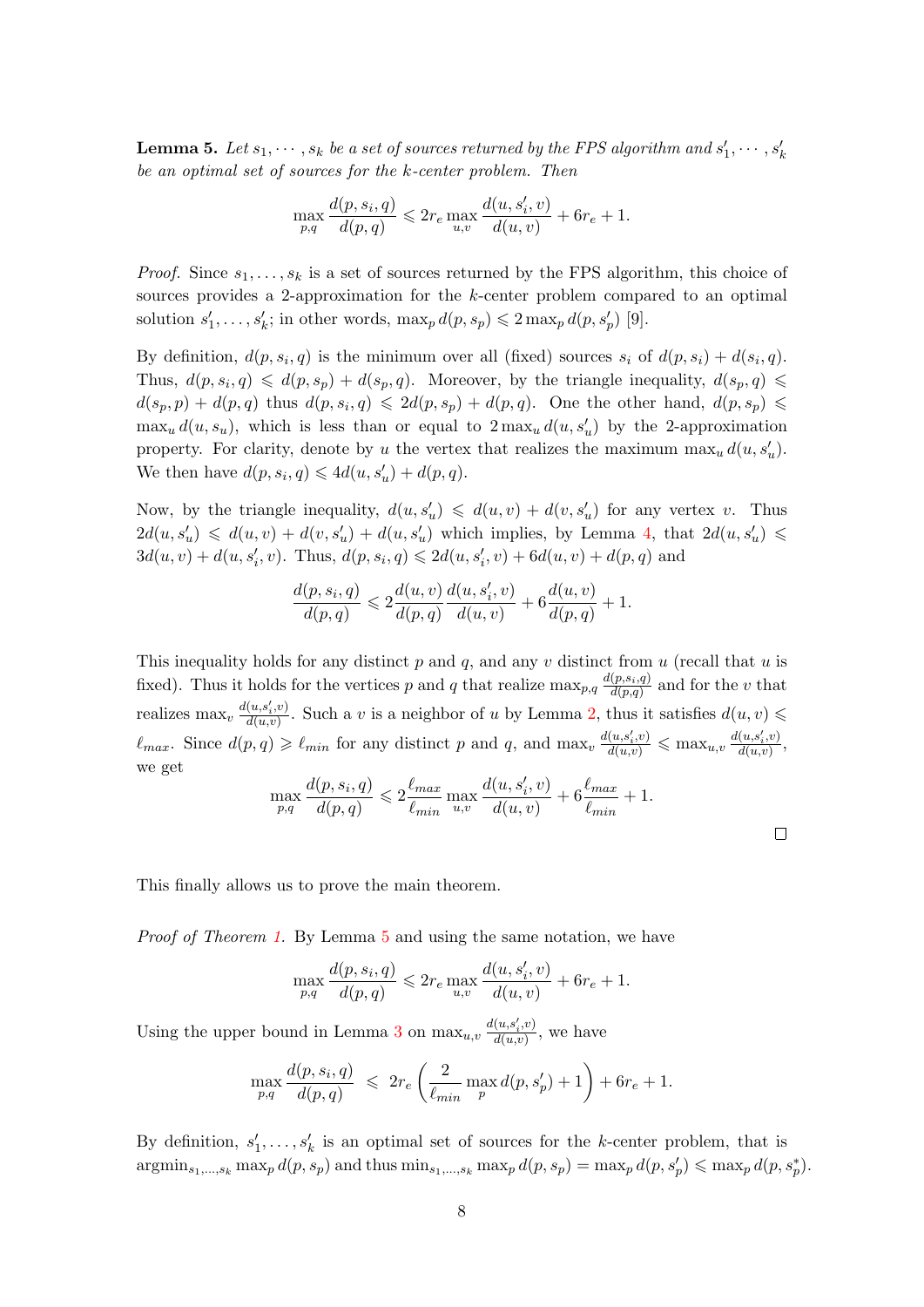**Lemma 5.** *Let $s_1, \cdots, s_k$ be a set of sources returned by the FPS algorithm and $s'_1, \cdots, s'_k$ be an optimal set of sources for the $k$-center problem. Then*

$$\max_{p,q} \frac{d(p, s_i, q)}{d(p, q)} \leqslant 2r_e \max_{u,v} \frac{d(u, s'_i, v)}{d(u, v)} + 6r_e + 1.$$

*Proof.* Since $s_1, \ldots, s_k$ is a set of sources returned by the FPS algorithm, this choice of sources provides a 2-approximation for the $k$-center problem compared to an optimal solution $s'_1, \ldots, s'_k$; in other words, $\max_p d(p, s_p) \leqslant 2 \max_p d(p, s'_p)$ [9].

By definition, $d(p, s_i, q)$ is the minimum over all (fixed) sources $s_i$ of $d(p, s_i) + d(s_i, q)$. Thus, $d(p, s_i, q) \leqslant d(p, s_p) + d(s_p, q)$. Moreover, by the triangle inequality, $d(s_p, q) \leqslant d(s_p, p) + d(p, q)$ thus $d(p, s_i, q) \leqslant 2d(p, s_p) + d(p, q)$. One the other hand, $d(p, s_p) \leqslant \max_u d(u, s_u)$, which is less than or equal to $2 \max_u d(u, s'_u)$ by the 2-approximation property. For clarity, denote by $u$ the vertex that realizes the maximum $\max_u d(u, s'_u)$. We then have $d(p, s_i, q) \leqslant 4d(u, s'_u) + d(p, q)$.

Now, by the triangle inequality, $d(u, s'_u) \leqslant d(u, v) + d(v, s'_u)$ for any vertex $v$. Thus $2d(u, s'_u) \leqslant d(u, v) + d(v, s'_u) + d(u, s'_u)$ which implies, by Lemma 4, that $2d(u, s'_u) \leqslant 3d(u, v) + d(u, s'_i, v)$. Thus, $d(p, s_i, q) \leqslant 2d(u, s'_i, v) + 6d(u, v) + d(p, q)$ and

$$\frac{d(p, s_i, q)}{d(p, q)} \leqslant 2\frac{d(u, v)}{d(p, q)} \frac{d(u, s'_i, v)}{d(u, v)} + 6\frac{d(u, v)}{d(p, q)} + 1.$$

This inequality holds for any distinct $p$ and $q$, and any $v$ distinct from $u$ (recall that $u$ is fixed). Thus it holds for the vertices $p$ and $q$ that realize $\max_{p,q} \frac{d(p,s_i,q)}{d(p,q)}$ and for the $v$ that realizes $\max_v \frac{d(u,s'_i,v)}{d(u,v)}$. Such a $v$ is a neighbor of $u$ by Lemma 2, thus it satisfies $d(u, v) \leqslant \ell_{max}$. Since $d(p, q) \geqslant \ell_{min}$ for any distinct $p$ and $q$, and $\max_v \frac{d(u,s'_i,v)}{d(u,v)} \leqslant \max_{u,v} \frac{d(u,s'_i,v)}{d(u,v)}$, we get

$$\max_{p,q} \frac{d(p, s_i, q)}{d(p, q)} \leqslant 2\frac{\ell_{max}}{\ell_{min}} \max_{u,v} \frac{d(u, s'_i, v)}{d(u, v)} + 6\frac{\ell_{max}}{\ell_{min}} + 1.$$

□

This finally allows us to prove the main theorem.

*Proof of Theorem 1.* By Lemma 5 and using the same notation, we have

$$\max_{p,q} \frac{d(p, s_i, q)}{d(p, q)} \leqslant 2r_e \max_{u,v} \frac{d(u, s'_i, v)}{d(u, v)} + 6r_e + 1.$$

Using the upper bound in Lemma 3 on $\max_{u,v} \frac{d(u,s'_i,v)}{d(u,v)}$, we have

$$\max_{p,q} \frac{d(p, s_i, q)}{d(p, q)} \leqslant 2r_e \left( \frac{2}{\ell_{min}} \max_p d(p, s'_p) + 1 \right) + 6r_e + 1.$$

By definition, $s'_1, \ldots, s'_k$ is an optimal set of sources for the $k$-center problem, that is $\mathrm{argmin}_{s_1,\ldots,s_k} \max_p d(p, s_p)$ and thus $\min_{s_1,\ldots,s_k} \max_p d(p, s_p) = \max_p d(p, s'_p) \leqslant \max_p d(p, s^*_p)$.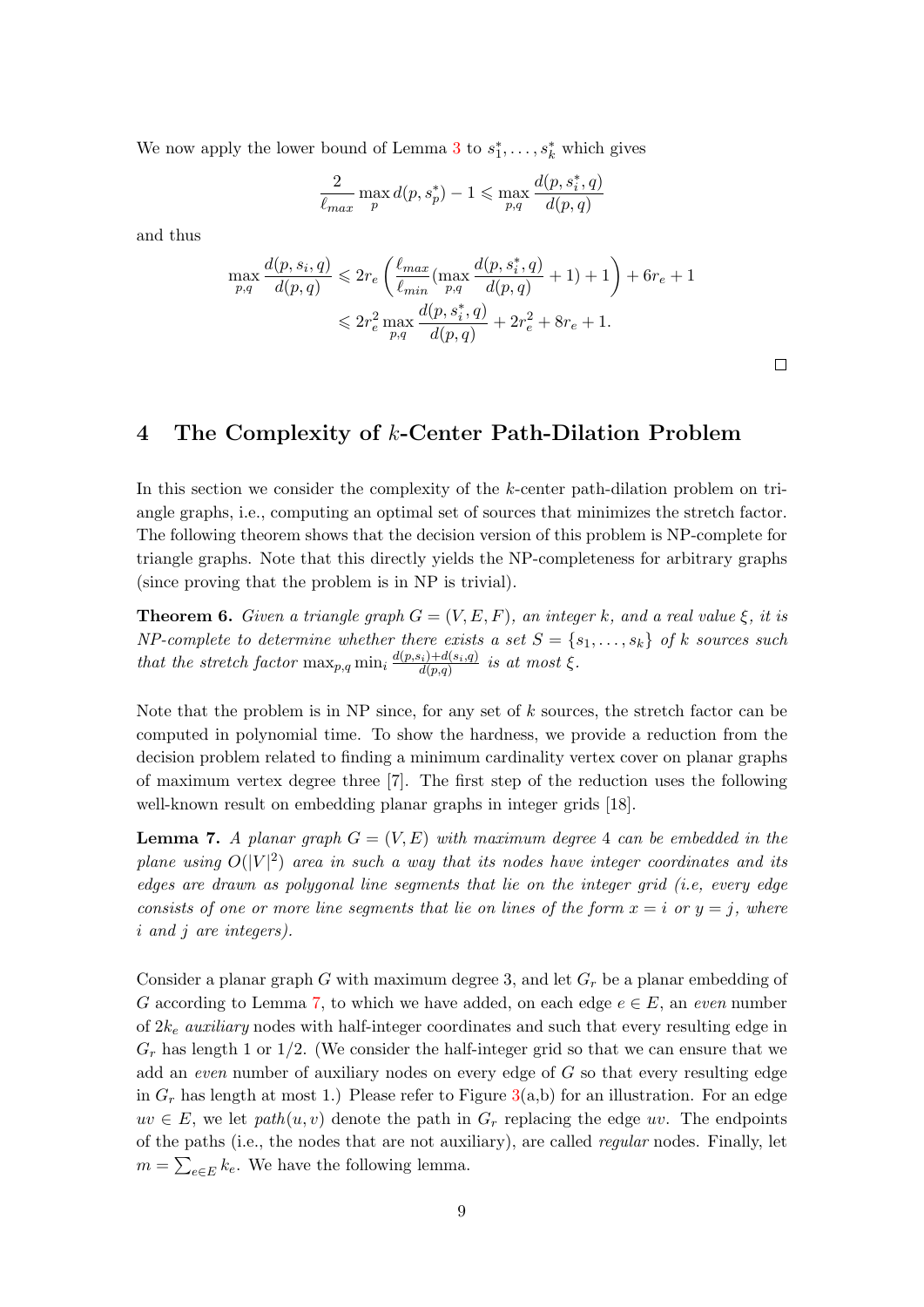We now apply the lower bound of Lemma 3 to $s_1^*, \ldots, s_k^*$ which gives

$$\frac{2}{\ell_{max}} \max_p d(p, s_p^*) - 1 \leqslant \max_{p,q} \frac{d(p, s_i^*, q)}{d(p,q)}$$

and thus

$$\begin{aligned}
\max_{p,q} \frac{d(p, s_i, q)}{d(p,q)} &\leqslant 2r_e \left( \frac{\ell_{max}}{\ell_{min}} (\max_{p,q} \frac{d(p, s_i^*, q)}{d(p,q)} + 1) + 1 \right) + 6r_e + 1 \\
&\leqslant 2r_e^2 \max_{p,q} \frac{d(p, s_i^*, q)}{d(p,q)} + 2r_e^2 + 8r_e + 1.
\end{aligned}$$

□

## 4 The Complexity of $k$-Center Path-Dilation Problem

In this section we consider the complexity of the $k$-center path-dilation problem on triangle graphs, i.e., computing an optimal set of sources that minimizes the stretch factor. The following theorem shows that the decision version of this problem is NP-complete for triangle graphs. Note that this directly yields the NP-completeness for arbitrary graphs (since proving that the problem is in NP is trivial).

**Theorem 6.** *Given a triangle graph $G = (V, E, F)$, an integer $k$, and a real value $\xi$, it is NP-complete to determine whether there exists a set $S = \{s_1, \ldots, s_k\}$ of $k$ sources such that the stretch factor $\max_{p,q} \min_i \frac{d(p,s_i)+d(s_i,q)}{d(p,q)}$ is at most $\xi$.*

Note that the problem is in NP since, for any set of $k$ sources, the stretch factor can be computed in polynomial time. To show the hardness, we provide a reduction from the decision problem related to finding a minimum cardinality vertex cover on planar graphs of maximum vertex degree three [7]. The first step of the reduction uses the following well-known result on embedding planar graphs in integer grids [18].

**Lemma 7.** *A planar graph $G = (V, E)$ with maximum degree 4 can be embedded in the plane using $O(|V|^2)$ area in such a way that its nodes have integer coordinates and its edges are drawn as polygonal line segments that lie on the integer grid (i.e, every edge consists of one or more line segments that lie on lines of the form $x = i$ or $y = j$, where $i$ and $j$ are integers).*

Consider a planar graph $G$ with maximum degree 3, and let $G_r$ be a planar embedding of $G$ according to Lemma 7, to which we have added, on each edge $e \in E$, an *even* number of $2k_e$ *auxiliary* nodes with half-integer coordinates and such that every resulting edge in $G_r$ has length 1 or $1/2$. (We consider the half-integer grid so that we can ensure that we add an *even* number of auxiliary nodes on every edge of $G$ so that every resulting edge in $G_r$ has length at most 1.) Please refer to Figure 3(a,b) for an illustration. For an edge $uv \in E$, we let $path(u, v)$ denote the path in $G_r$ replacing the edge $uv$. The endpoints of the paths (i.e., the nodes that are not auxiliary), are called *regular* nodes. Finally, let $m = \sum_{e \in E} k_e$. We have the following lemma.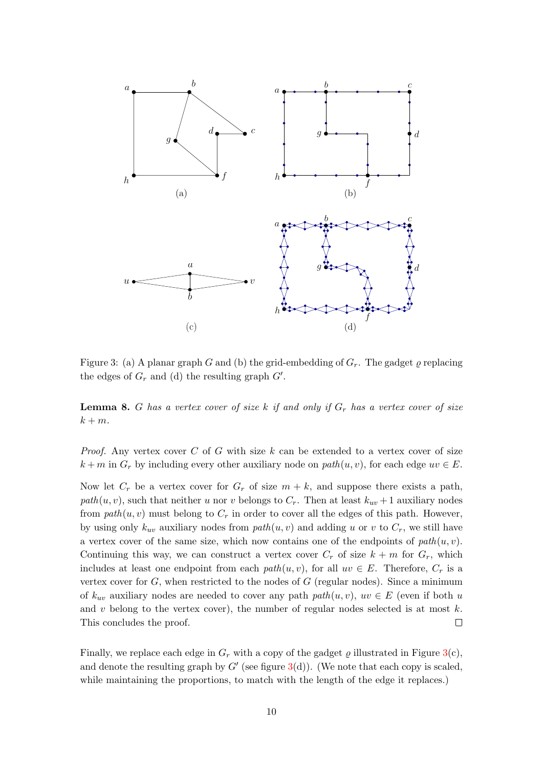Figure 3: (a) A planar graph $G$ and (b) the grid-embedding of $G_r$. The gadget $\varrho$ replacing the edges of $G_r$ and (d) the resulting graph $G'$.

**Lemma 8.** *$G$ has a vertex cover of size $k$ if and only if $G_r$ has a vertex cover of size $k + m$.*

*Proof.* Any vertex cover $C$ of $G$ with size $k$ can be extended to a vertex cover of size $k + m$ in $G_r$ by including every other auxiliary node on $path(u, v)$, for each edge $uv \in E$.

Now let $C_r$ be a vertex cover for $G_r$ of size $m + k$, and suppose there exists a path, $path(u, v)$, such that neither $u$ nor $v$ belongs to $C_r$. Then at least $k_{uv} + 1$ auxiliary nodes from $path(u, v)$ must belong to $C_r$ in order to cover all the edges of this path. However, by using only $k_{uv}$ auxiliary nodes from $path(u, v)$ and adding $u$ or $v$ to $C_r$, we still have a vertex cover of the same size, which now contains one of the endpoints of $path(u, v)$. Continuing this way, we can construct a vertex cover $C_r$ of size $k + m$ for $G_r$, which includes at least one endpoint from each $path(u, v)$, for all $uv \in E$. Therefore, $C_r$ is a vertex cover for $G$, when restricted to the nodes of $G$ (regular nodes). Since a minimum of $k_{uv}$ auxiliary nodes are needed to cover any path $path(u, v)$, $uv \in E$ (even if both $u$ and $v$ belong to the vertex cover), the number of regular nodes selected is at most $k$. This concludes the proof. □

Finally, we replace each edge in $G_r$ with a copy of the gadget $\varrho$ illustrated in Figure 3(c), and denote the resulting graph by $G'$ (see figure 3(d)). (We note that each copy is scaled, while maintaining the proportions, to match with the length of the edge it replaces.)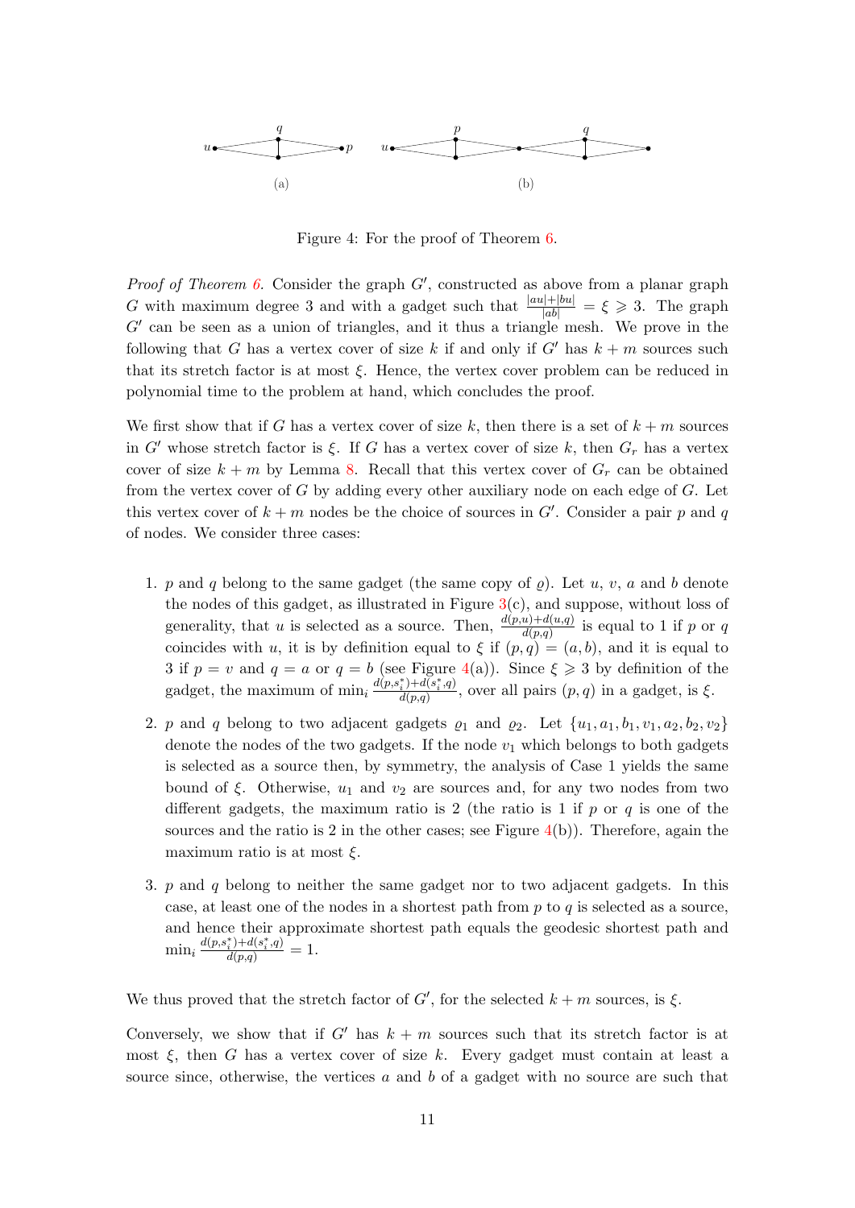Figure 4: For the proof of Theorem 6.

*Proof of Theorem 6.* Consider the graph $G'$, constructed as above from a planar graph $G$ with maximum degree 3 and with a gadget such that $\frac{|au|+|bu|}{|ab|} = \xi \geqslant 3$. The graph $G'$ can be seen as a union of triangles, and it thus a triangle mesh. We prove in the following that $G$ has a vertex cover of size $k$ if and only if $G'$ has $k+m$ sources such that its stretch factor is at most $\xi$. Hence, the vertex cover problem can be reduced in polynomial time to the problem at hand, which concludes the proof.

We first show that if $G$ has a vertex cover of size $k$, then there is a set of $k+m$ sources in $G'$ whose stretch factor is $\xi$. If $G$ has a vertex cover of size $k$, then $G_r$ has a vertex cover of size $k+m$ by Lemma 8. Recall that this vertex cover of $G_r$ can be obtained from the vertex cover of $G$ by adding every other auxiliary node on each edge of $G$. Let this vertex cover of $k+m$ nodes be the choice of sources in $G'$. Consider a pair $p$ and $q$ of nodes. We consider three cases:

1. $p$ and $q$ belong to the same gadget (the same copy of $\varrho$). Let $u$, $v$, $a$ and $b$ denote the nodes of this gadget, as illustrated in Figure 3(c), and suppose, without loss of generality, that $u$ is selected as a source. Then, $\frac{d(p,u)+d(u,q)}{d(p,q)}$ is equal to 1 if $p$ or $q$ coincides with $u$, it is by definition equal to $\xi$ if $(p,q) = (a,b)$, and it is equal to 3 if $p = v$ and $q = a$ or $q = b$ (see Figure 4(a)). Since $\xi \geqslant 3$ by definition of the gadget, the maximum of $\min_i \frac{d(p,s_i^*)+d(s_i^*,q)}{d(p,q)}$, over all pairs $(p,q)$ in a gadget, is $\xi$.

2. $p$ and $q$ belong to two adjacent gadgets $\varrho_1$ and $\varrho_2$. Let $\{u_1, a_1, b_1, v_1, a_2, b_2, v_2\}$ denote the nodes of the two gadgets. If the node $v_1$ which belongs to both gadgets is selected as a source then, by symmetry, the analysis of Case 1 yields the same bound of $\xi$. Otherwise, $u_1$ and $v_2$ are sources and, for any two nodes from two different gadgets, the maximum ratio is 2 (the ratio is 1 if $p$ or $q$ is one of the sources and the ratio is 2 in the other cases; see Figure 4(b)). Therefore, again the maximum ratio is at most $\xi$.

3. $p$ and $q$ belong to neither the same gadget nor to two adjacent gadgets. In this case, at least one of the nodes in a shortest path from $p$ to $q$ is selected as a source, and hence their approximate shortest path equals the geodesic shortest path and $\min_i \frac{d(p,s_i^*)+d(s_i^*,q)}{d(p,q)} = 1$.

We thus proved that the stretch factor of $G'$, for the selected $k+m$ sources, is $\xi$.

Conversely, we show that if $G'$ has $k+m$ sources such that its stretch factor is at most $\xi$, then $G$ has a vertex cover of size $k$. Every gadget must contain at least a source since, otherwise, the vertices $a$ and $b$ of a gadget with no source are such that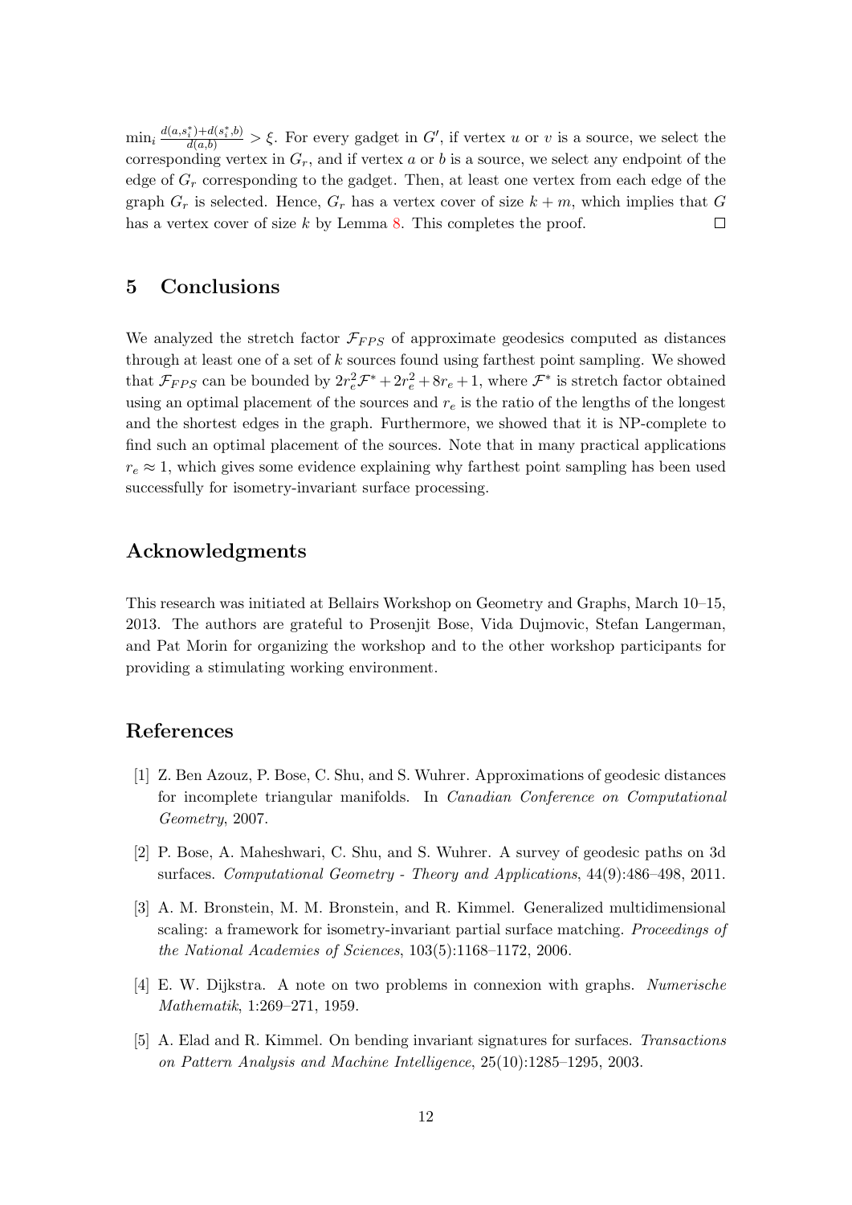$\min_i \frac{d(a,s_i^*)+d(s_i^*,b)}{d(a,b)} > \xi$. For every gadget in $G'$, if vertex $u$ or $v$ is a source, we select the corresponding vertex in $G_r$, and if vertex $a$ or $b$ is a source, we select any endpoint of the edge of $G_r$ corresponding to the gadget. Then, at least one vertex from each edge of the graph $G_r$ is selected. Hence, $G_r$ has a vertex cover of size $k+m$, which implies that $G$ has a vertex cover of size $k$ by Lemma 8. This completes the proof. □

## 5 Conclusions

We analyzed the stretch factor $\mathcal{F}_{FPS}$ of approximate geodesics computed as distances through at least one of a set of $k$ sources found using farthest point sampling. We showed that $\mathcal{F}_{FPS}$ can be bounded by $2r_e^2\mathcal{F}^* + 2r_e^2 + 8r_e + 1$, where $\mathcal{F}^*$ is stretch factor obtained using an optimal placement of the sources and $r_e$ is the ratio of the lengths of the longest and the shortest edges in the graph. Furthermore, we showed that it is NP-complete to find such an optimal placement of the sources. Note that in many practical applications $r_e \approx 1$, which gives some evidence explaining why farthest point sampling has been used successfully for isometry-invariant surface processing.

## Acknowledgments

This research was initiated at Bellairs Workshop on Geometry and Graphs, March 10–15, 2013. The authors are grateful to Prosenjit Bose, Vida Dujmovic, Stefan Langerman, and Pat Morin for organizing the workshop and to the other workshop participants for providing a stimulating working environment.

## References

[1] Z. Ben Azouz, P. Bose, C. Shu, and S. Wuhrer. Approximations of geodesic distances for incomplete triangular manifolds. In *Canadian Conference on Computational Geometry*, 2007.

[2] P. Bose, A. Maheshwari, C. Shu, and S. Wuhrer. A survey of geodesic paths on 3d surfaces. *Computational Geometry - Theory and Applications*, 44(9):486–498, 2011.

[3] A. M. Bronstein, M. M. Bronstein, and R. Kimmel. Generalized multidimensional scaling: a framework for isometry-invariant partial surface matching. *Proceedings of the National Academies of Sciences*, 103(5):1168–1172, 2006.

[4] E. W. Dijkstra. A note on two problems in connexion with graphs. *Numerische Mathematik*, 1:269–271, 1959.

[5] A. Elad and R. Kimmel. On bending invariant signatures for surfaces. *Transactions on Pattern Analysis and Machine Intelligence*, 25(10):1285–1295, 2003.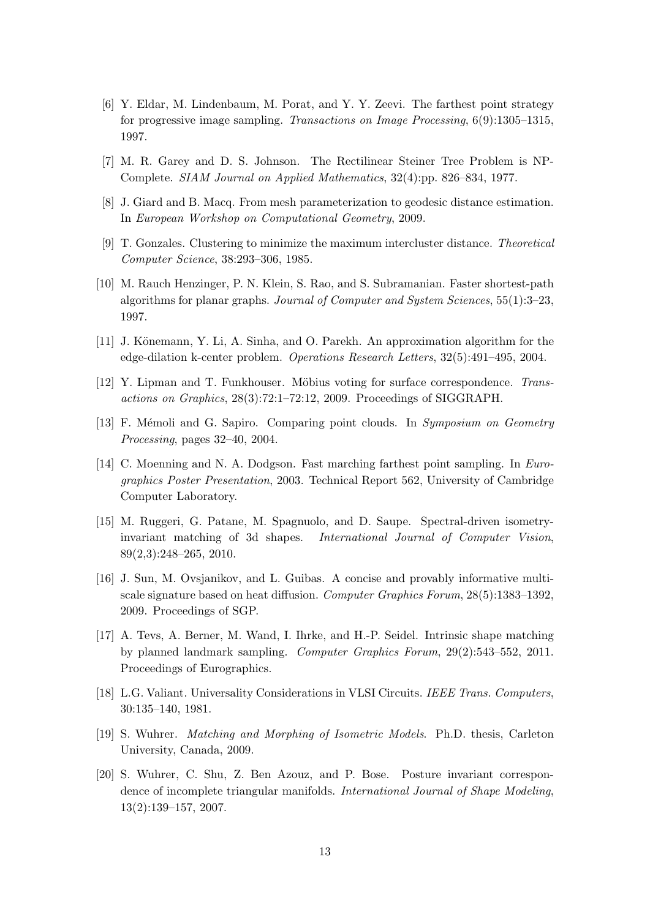[6] Y. Eldar, M. Lindenbaum, M. Porat, and Y. Y. Zeevi. The farthest point strategy for progressive image sampling. *Transactions on Image Processing*, 6(9):1305–1315, 1997.

[7] M. R. Garey and D. S. Johnson. The Rectilinear Steiner Tree Problem is NP-Complete. *SIAM Journal on Applied Mathematics*, 32(4):pp. 826–834, 1977.

[8] J. Giard and B. Macq. From mesh parameterization to geodesic distance estimation. In *European Workshop on Computational Geometry*, 2009.

[9] T. Gonzales. Clustering to minimize the maximum intercluster distance. *Theoretical Computer Science*, 38:293–306, 1985.

[10] M. Rauch Henzinger, P. N. Klein, S. Rao, and S. Subramanian. Faster shortest-path algorithms for planar graphs. *Journal of Computer and System Sciences*, 55(1):3–23, 1997.

[11] J. Könemann, Y. Li, A. Sinha, and O. Parekh. An approximation algorithm for the edge-dilation k-center problem. *Operations Research Letters*, 32(5):491–495, 2004.

[12] Y. Lipman and T. Funkhouser. Möbius voting for surface correspondence. *Transactions on Graphics*, 28(3):72:1–72:12, 2009. Proceedings of SIGGRAPH.

[13] F. Mémoli and G. Sapiro. Comparing point clouds. In *Symposium on Geometry Processing*, pages 32–40, 2004.

[14] C. Moenning and N. A. Dodgson. Fast marching farthest point sampling. In *Eurographics Poster Presentation*, 2003. Technical Report 562, University of Cambridge Computer Laboratory.

[15] M. Ruggeri, G. Patane, M. Spagnuolo, and D. Saupe. Spectral-driven isometry-invariant matching of 3d shapes. *International Journal of Computer Vision*, 89(2,3):248–265, 2010.

[16] J. Sun, M. Ovsjanikov, and L. Guibas. A concise and provably informative multi-scale signature based on heat diffusion. *Computer Graphics Forum*, 28(5):1383–1392, 2009. Proceedings of SGP.

[17] A. Tevs, A. Berner, M. Wand, I. Ihrke, and H.-P. Seidel. Intrinsic shape matching by planned landmark sampling. *Computer Graphics Forum*, 29(2):543–552, 2011. Proceedings of Eurographics.

[18] L.G. Valiant. Universality Considerations in VLSI Circuits. *IEEE Trans. Computers*, 30:135–140, 1981.

[19] S. Wuhrer. *Matching and Morphing of Isometric Models*. Ph.D. thesis, Carleton University, Canada, 2009.

[20] S. Wuhrer, C. Shu, Z. Ben Azouz, and P. Bose. Posture invariant correspondence of incomplete triangular manifolds. *International Journal of Shape Modeling*, 13(2):139–157, 2007.